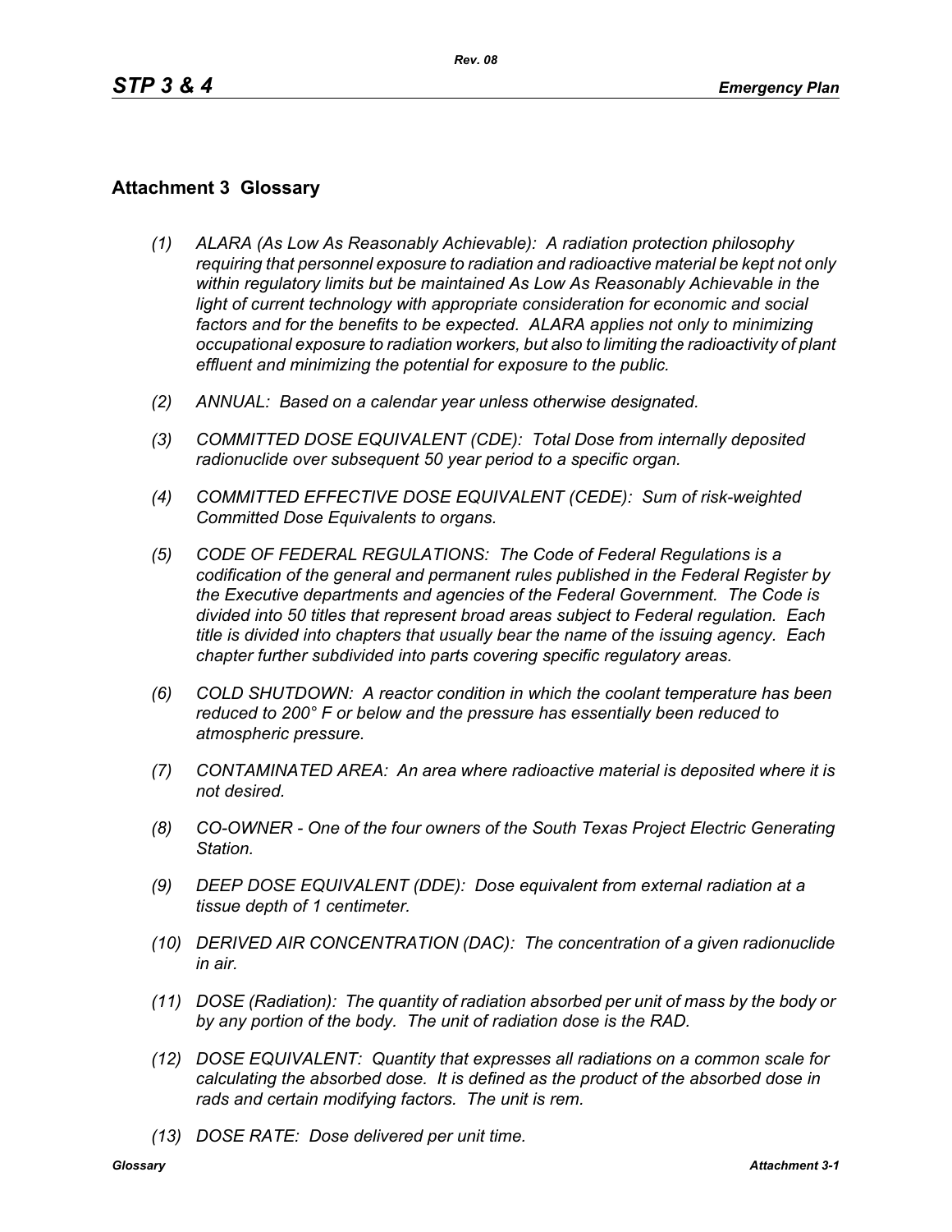## Attachment 3 Glossary

*(1) ALARA (As Low As Reasonably Achievable): A radiation protection philosophy requiring that personnel exposure to radiation and radioactive material be kept not only within regulatory limits but be maintained As Low As Reasonably Achievable in the light of current technology with appropriate consideration for economic and social factors and for the benefits to be expected. ALARA applies not only to minimizing occupational exposure to radiation workers, but also to limiting the radioactivity of plant effluent and minimizing the potential for exposure to the public.*

*(2) ANNUAL: Based on a calendar year unless otherwise designated.*

*(3) COMMITTED DOSE EQUIVALENT (CDE): Total Dose from internally deposited radionuclide over subsequent 50 year period to a specific organ.*

*(4) COMMITTED EFFECTIVE DOSE EQUIVALENT (CEDE): Sum of risk-weighted Committed Dose Equivalents to organs.*

*(5) CODE OF FEDERAL REGULATIONS: The Code of Federal Regulations is a codification of the general and permanent rules published in the Federal Register by the Executive departments and agencies of the Federal Government. The Code is divided into 50 titles that represent broad areas subject to Federal regulation. Each title is divided into chapters that usually bear the name of the issuing agency. Each chapter further subdivided into parts covering specific regulatory areas.*

*(6) COLD SHUTDOWN: A reactor condition in which the coolant temperature has been reduced to 200° F or below and the pressure has essentially been reduced to atmospheric pressure.*

*(7) CONTAMINATED AREA: An area where radioactive material is deposited where it is not desired.*

*(8) CO-OWNER - One of the four owners of the South Texas Project Electric Generating Station.*

*(9) DEEP DOSE EQUIVALENT (DDE): Dose equivalent from external radiation at a tissue depth of 1 centimeter.*

*(10) DERIVED AIR CONCENTRATION (DAC): The concentration of a given radionuclide in air.*

*(11) DOSE (Radiation): The quantity of radiation absorbed per unit of mass by the body or by any portion of the body. The unit of radiation dose is the RAD.*

*(12) DOSE EQUIVALENT: Quantity that expresses all radiations on a common scale for calculating the absorbed dose. It is defined as the product of the absorbed dose in rads and certain modifying factors. The unit is rem.*

*(13) DOSE RATE: Dose delivered per unit time.*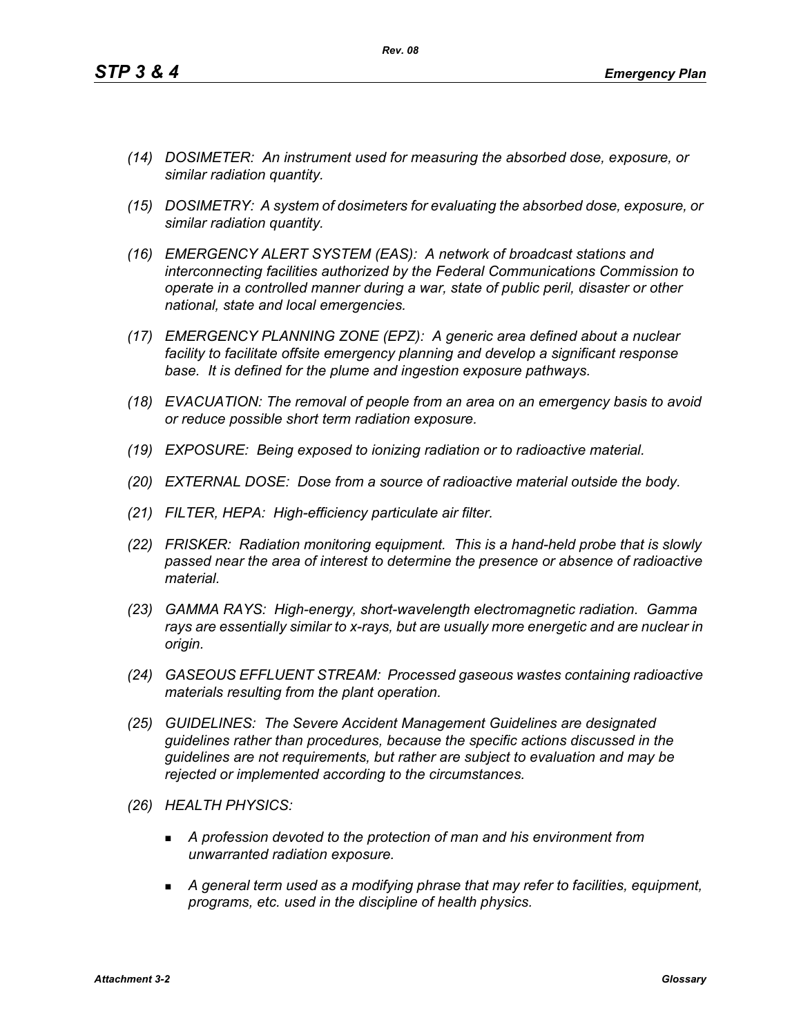*(14) DOSIMETER: An instrument used for measuring the absorbed dose, exposure, or similar radiation quantity.*

*(15) DOSIMETRY: A system of dosimeters for evaluating the absorbed dose, exposure, or similar radiation quantity.*

*(16) EMERGENCY ALERT SYSTEM (EAS): A network of broadcast stations and interconnecting facilities authorized by the Federal Communications Commission to operate in a controlled manner during a war, state of public peril, disaster or other national, state and local emergencies.*

*(17) EMERGENCY PLANNING ZONE (EPZ): A generic area defined about a nuclear facility to facilitate offsite emergency planning and develop a significant response base. It is defined for the plume and ingestion exposure pathways.*

*(18) EVACUATION: The removal of people from an area on an emergency basis to avoid or reduce possible short term radiation exposure.*

*(19) EXPOSURE: Being exposed to ionizing radiation or to radioactive material.*

*(20) EXTERNAL DOSE: Dose from a source of radioactive material outside the body.*

*(21) FILTER, HEPA: High-efficiency particulate air filter.*

*(22) FRISKER: Radiation monitoring equipment. This is a hand-held probe that is slowly passed near the area of interest to determine the presence or absence of radioactive material.*

*(23) GAMMA RAYS: High-energy, short-wavelength electromagnetic radiation. Gamma rays are essentially similar to x-rays, but are usually more energetic and are nuclear in origin.*

*(24) GASEOUS EFFLUENT STREAM: Processed gaseous wastes containing radioactive materials resulting from the plant operation.*

*(25) GUIDELINES: The Severe Accident Management Guidelines are designated guidelines rather than procedures, because the specific actions discussed in the guidelines are not requirements, but rather are subject to evaluation and may be rejected or implemented according to the circumstances.*

*(26) HEALTH PHYSICS:*

- *A profession devoted to the protection of man and his environment from unwarranted radiation exposure.*
- *A general term used as a modifying phrase that may refer to facilities, equipment, programs, etc. used in the discipline of health physics.*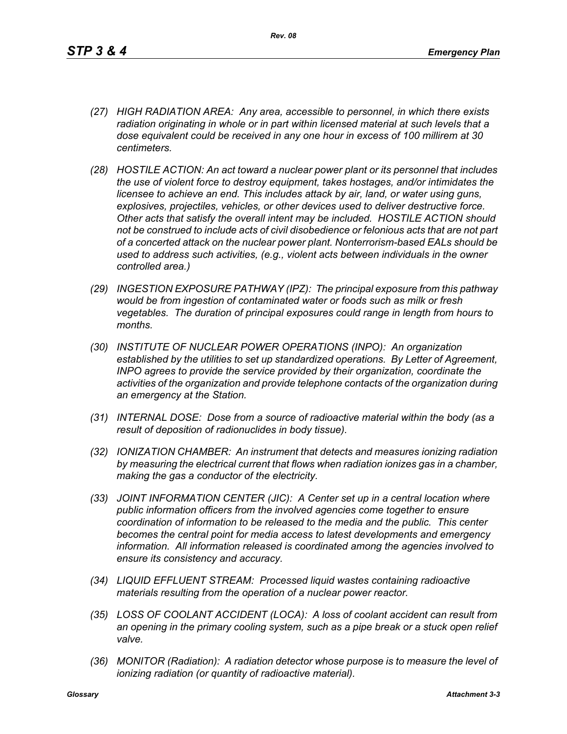*(27) HIGH RADIATION AREA: Any area, accessible to personnel, in which there exists radiation originating in whole or in part within licensed material at such levels that a dose equivalent could be received in any one hour in excess of 100 millirem at 30 centimeters.*

*(28) HOSTILE ACTION: An act toward a nuclear power plant or its personnel that includes the use of violent force to destroy equipment, takes hostages, and/or intimidates the licensee to achieve an end. This includes attack by air, land, or water using guns, explosives, projectiles, vehicles, or other devices used to deliver destructive force. Other acts that satisfy the overall intent may be included. HOSTILE ACTION should not be construed to include acts of civil disobedience or felonious acts that are not part of a concerted attack on the nuclear power plant. Nonterrorism-based EALs should be used to address such activities, (e.g., violent acts between individuals in the owner controlled area.)*

*(29) INGESTION EXPOSURE PATHWAY (IPZ): The principal exposure from this pathway would be from ingestion of contaminated water or foods such as milk or fresh vegetables. The duration of principal exposures could range in length from hours to months.*

*(30) INSTITUTE OF NUCLEAR POWER OPERATIONS (INPO): An organization established by the utilities to set up standardized operations. By Letter of Agreement, INPO agrees to provide the service provided by their organization, coordinate the activities of the organization and provide telephone contacts of the organization during an emergency at the Station.*

*(31) INTERNAL DOSE: Dose from a source of radioactive material within the body (as a result of deposition of radionuclides in body tissue).*

*(32) IONIZATION CHAMBER: An instrument that detects and measures ionizing radiation by measuring the electrical current that flows when radiation ionizes gas in a chamber, making the gas a conductor of the electricity.*

*(33) JOINT INFORMATION CENTER (JIC): A Center set up in a central location where public information officers from the involved agencies come together to ensure coordination of information to be released to the media and the public. This center becomes the central point for media access to latest developments and emergency information. All information released is coordinated among the agencies involved to ensure its consistency and accuracy.*

*(34) LIQUID EFFLUENT STREAM: Processed liquid wastes containing radioactive materials resulting from the operation of a nuclear power reactor.*

*(35) LOSS OF COOLANT ACCIDENT (LOCA): A loss of coolant accident can result from an opening in the primary cooling system, such as a pipe break or a stuck open relief valve.*

*(36) MONITOR (Radiation): A radiation detector whose purpose is to measure the level of ionizing radiation (or quantity of radioactive material).*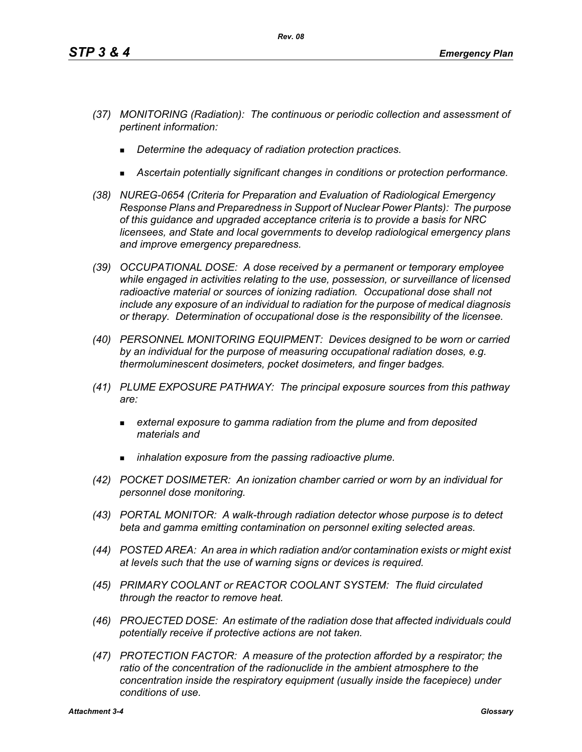*(37) MONITORING (Radiation): The continuous or periodic collection and assessment of pertinent information:*

- *Determine the adequacy of radiation protection practices.*
- *Ascertain potentially significant changes in conditions or protection performance.*

*(38) NUREG-0654 (Criteria for Preparation and Evaluation of Radiological Emergency Response Plans and Preparedness in Support of Nuclear Power Plants): The purpose of this guidance and upgraded acceptance criteria is to provide a basis for NRC licensees, and State and local governments to develop radiological emergency plans and improve emergency preparedness.*

*(39) OCCUPATIONAL DOSE: A dose received by a permanent or temporary employee while engaged in activities relating to the use, possession, or surveillance of licensed radioactive material or sources of ionizing radiation. Occupational dose shall not include any exposure of an individual to radiation for the purpose of medical diagnosis or therapy. Determination of occupational dose is the responsibility of the licensee.*

*(40) PERSONNEL MONITORING EQUIPMENT: Devices designed to be worn or carried by an individual for the purpose of measuring occupational radiation doses, e.g. thermoluminescent dosimeters, pocket dosimeters, and finger badges.*

*(41) PLUME EXPOSURE PATHWAY: The principal exposure sources from this pathway are:*

- *external exposure to gamma radiation from the plume and from deposited materials and*
- *inhalation exposure from the passing radioactive plume.*

*(42) POCKET DOSIMETER: An ionization chamber carried or worn by an individual for personnel dose monitoring.*

*(43) PORTAL MONITOR: A walk-through radiation detector whose purpose is to detect beta and gamma emitting contamination on personnel exiting selected areas.*

*(44) POSTED AREA: An area in which radiation and/or contamination exists or might exist at levels such that the use of warning signs or devices is required.*

*(45) PRIMARY COOLANT or REACTOR COOLANT SYSTEM: The fluid circulated through the reactor to remove heat.*

*(46) PROJECTED DOSE: An estimate of the radiation dose that affected individuals could potentially receive if protective actions are not taken.*

*(47) PROTECTION FACTOR: A measure of the protection afforded by a respirator; the ratio of the concentration of the radionuclide in the ambient atmosphere to the concentration inside the respiratory equipment (usually inside the facepiece) under conditions of use.*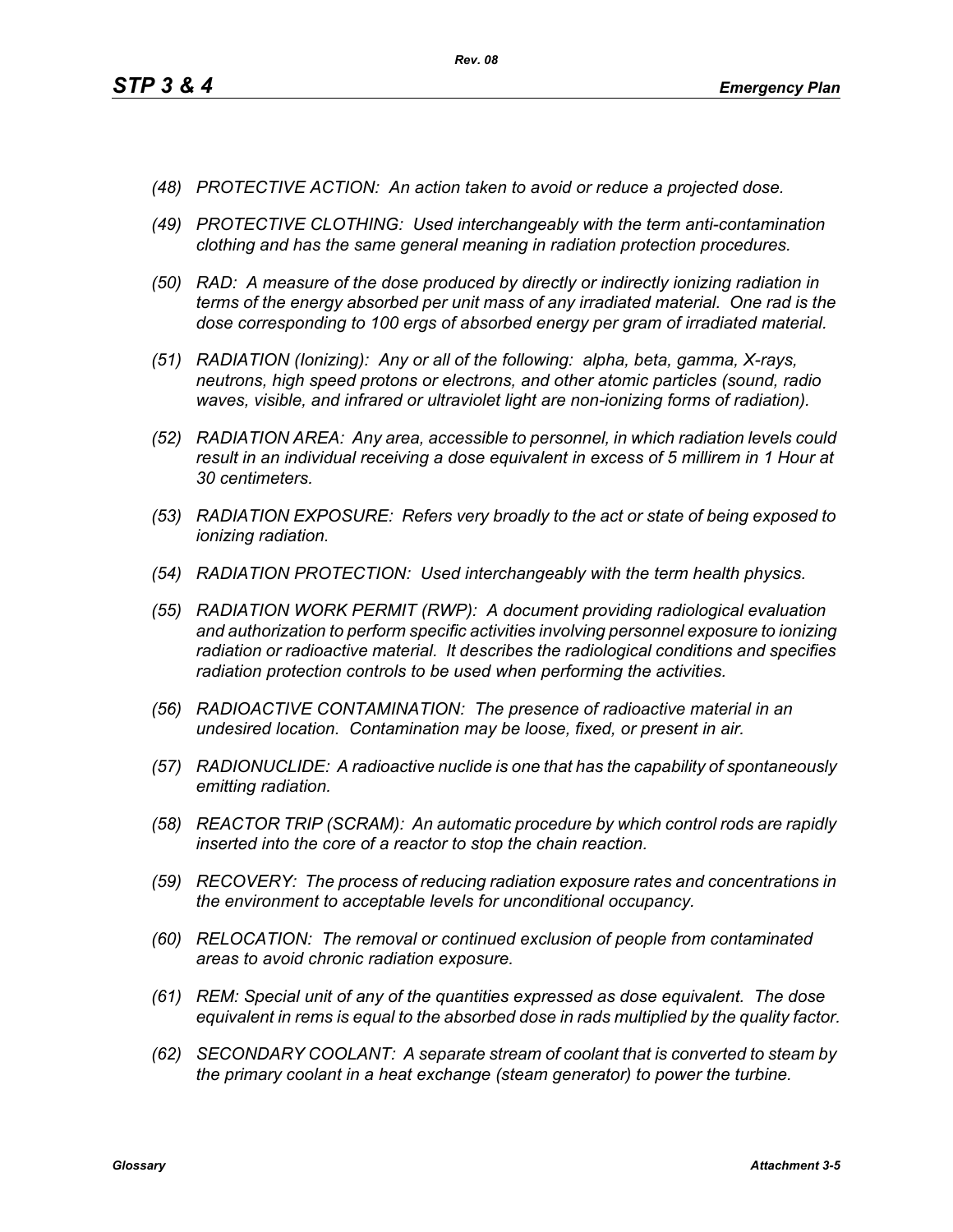*(48) PROTECTIVE ACTION: An action taken to avoid or reduce a projected dose.*

*(49) PROTECTIVE CLOTHING: Used interchangeably with the term anti-contamination clothing and has the same general meaning in radiation protection procedures.*

*(50) RAD: A measure of the dose produced by directly or indirectly ionizing radiation in terms of the energy absorbed per unit mass of any irradiated material. One rad is the dose corresponding to 100 ergs of absorbed energy per gram of irradiated material.*

*(51) RADIATION (Ionizing): Any or all of the following: alpha, beta, gamma, X-rays, neutrons, high speed protons or electrons, and other atomic particles (sound, radio waves, visible, and infrared or ultraviolet light are non-ionizing forms of radiation).*

*(52) RADIATION AREA: Any area, accessible to personnel, in which radiation levels could result in an individual receiving a dose equivalent in excess of 5 millirem in 1 Hour at 30 centimeters.*

*(53) RADIATION EXPOSURE: Refers very broadly to the act or state of being exposed to ionizing radiation.*

*(54) RADIATION PROTECTION: Used interchangeably with the term health physics.*

*(55) RADIATION WORK PERMIT (RWP): A document providing radiological evaluation and authorization to perform specific activities involving personnel exposure to ionizing radiation or radioactive material. It describes the radiological conditions and specifies radiation protection controls to be used when performing the activities.*

*(56) RADIOACTIVE CONTAMINATION: The presence of radioactive material in an undesired location. Contamination may be loose, fixed, or present in air.*

*(57) RADIONUCLIDE: A radioactive nuclide is one that has the capability of spontaneously emitting radiation.*

*(58) REACTOR TRIP (SCRAM): An automatic procedure by which control rods are rapidly inserted into the core of a reactor to stop the chain reaction.*

*(59) RECOVERY: The process of reducing radiation exposure rates and concentrations in the environment to acceptable levels for unconditional occupancy.*

*(60) RELOCATION: The removal or continued exclusion of people from contaminated areas to avoid chronic radiation exposure.*

*(61) REM: Special unit of any of the quantities expressed as dose equivalent. The dose equivalent in rems is equal to the absorbed dose in rads multiplied by the quality factor.*

*(62) SECONDARY COOLANT: A separate stream of coolant that is converted to steam by the primary coolant in a heat exchange (steam generator) to power the turbine.*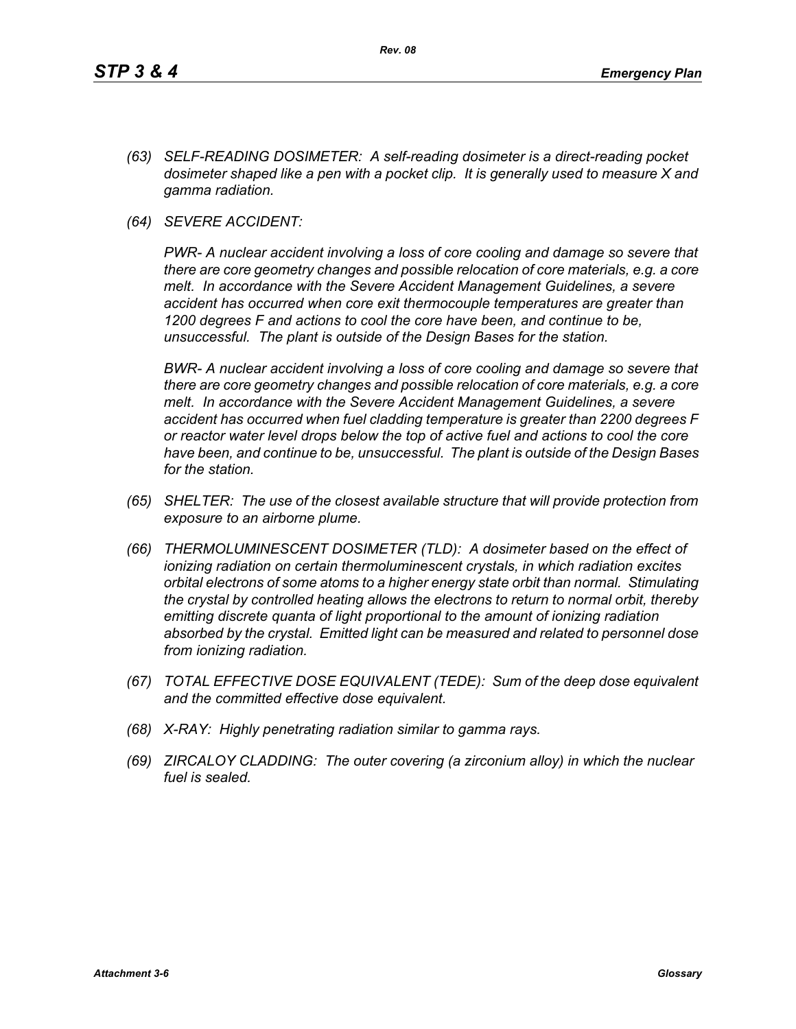*(63) SELF-READING DOSIMETER: A self-reading dosimeter is a direct-reading pocket dosimeter shaped like a pen with a pocket clip. It is generally used to measure X and gamma radiation.*

*(64) SEVERE ACCIDENT:*

*PWR- A nuclear accident involving a loss of core cooling and damage so severe that there are core geometry changes and possible relocation of core materials, e.g. a core melt. In accordance with the Severe Accident Management Guidelines, a severe accident has occurred when core exit thermocouple temperatures are greater than 1200 degrees F and actions to cool the core have been, and continue to be, unsuccessful. The plant is outside of the Design Bases for the station.*

*BWR- A nuclear accident involving a loss of core cooling and damage so severe that there are core geometry changes and possible relocation of core materials, e.g. a core melt. In accordance with the Severe Accident Management Guidelines, a severe accident has occurred when fuel cladding temperature is greater than 2200 degrees F or reactor water level drops below the top of active fuel and actions to cool the core have been, and continue to be, unsuccessful. The plant is outside of the Design Bases for the station.*

*(65) SHELTER: The use of the closest available structure that will provide protection from exposure to an airborne plume.*

*(66) THERMOLUMINESCENT DOSIMETER (TLD): A dosimeter based on the effect of ionizing radiation on certain thermoluminescent crystals, in which radiation excites orbital electrons of some atoms to a higher energy state orbit than normal. Stimulating the crystal by controlled heating allows the electrons to return to normal orbit, thereby emitting discrete quanta of light proportional to the amount of ionizing radiation absorbed by the crystal. Emitted light can be measured and related to personnel dose from ionizing radiation.*

*(67) TOTAL EFFECTIVE DOSE EQUIVALENT (TEDE): Sum of the deep dose equivalent and the committed effective dose equivalent.*

*(68) X-RAY: Highly penetrating radiation similar to gamma rays.*

*(69) ZIRCALOY CLADDING: The outer covering (a zirconium alloy) in which the nuclear fuel is sealed.*